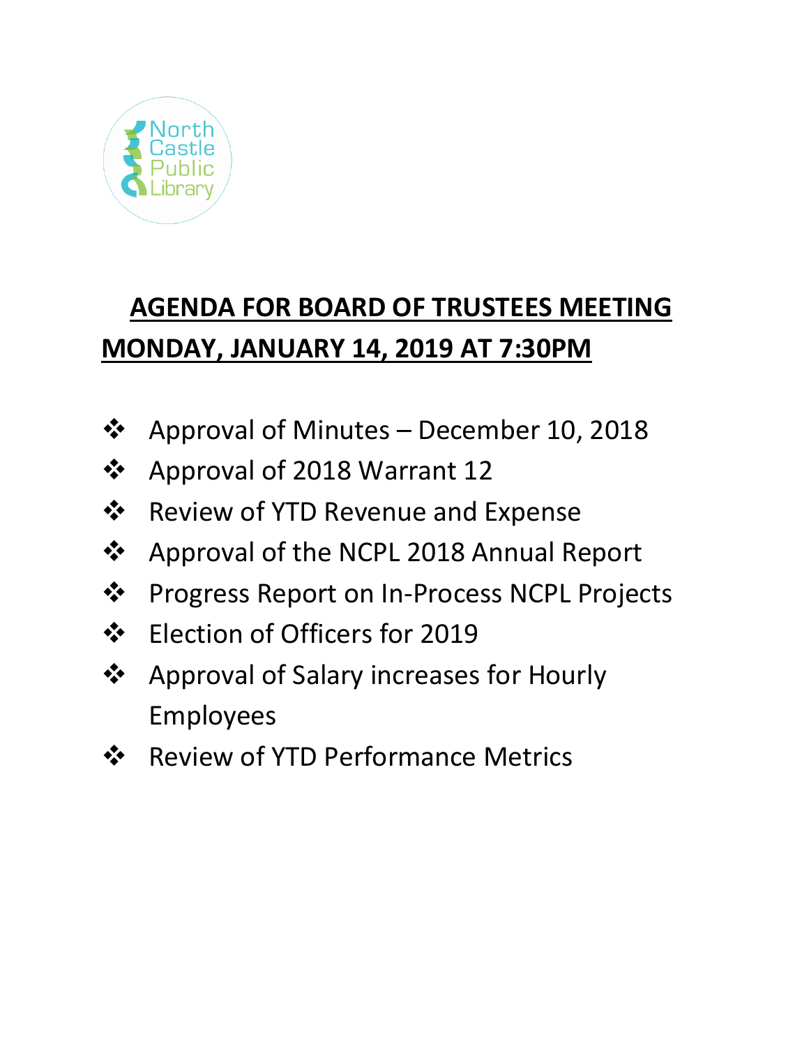North Castle Public Library

# AGENDA FOR BOARD OF TRUSTEES MEETING
# MONDAY, JANUARY 14, 2019 AT 7:30PM

- Approval of Minutes – December 10, 2018
- Approval of 2018 Warrant 12
- Review of YTD Revenue and Expense
- Approval of the NCPL 2018 Annual Report
- Progress Report on In-Process NCPL Projects
- Election of Officers for 2019
- Approval of Salary increases for Hourly Employees
- Review of YTD Performance Metrics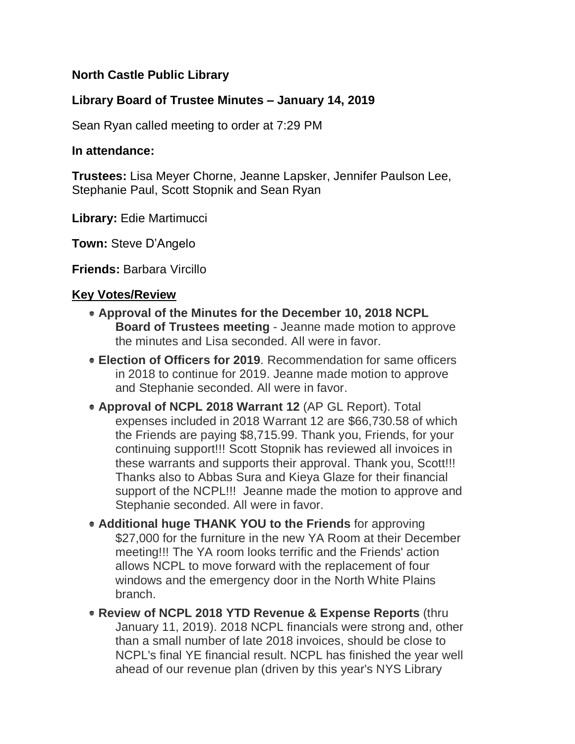**North Castle Public Library**

**Library Board of Trustee Minutes – January 14, 2019**

Sean Ryan called meeting to order at 7:29 PM

**In attendance:**

**Trustees:** Lisa Meyer Chorne, Jeanne Lapsker, Jennifer Paulson Lee, Stephanie Paul, Scott Stopnik and Sean Ryan

**Library:** Edie Martimucci

**Town:** Steve D'Angelo

**Friends:** Barbara Vircillo

**Key Votes/Review**

- **Approval of the Minutes for the December 10, 2018 NCPL Board of Trustees meeting** - Jeanne made motion to approve the minutes and Lisa seconded. All were in favor.
- **Election of Officers for 2019**. Recommendation for same officers in 2018 to continue for 2019. Jeanne made motion to approve and Stephanie seconded. All were in favor.
- **Approval of NCPL 2018 Warrant 12** (AP GL Report). Total expenses included in 2018 Warrant 12 are $66,730.58 of which the Friends are paying $8,715.99. Thank you, Friends, for your continuing support!!! Scott Stopnik has reviewed all invoices in these warrants and supports their approval. Thank you, Scott!!! Thanks also to Abbas Sura and Kieya Glaze for their financial support of the NCPL!!! Jeanne made the motion to approve and Stephanie seconded. All were in favor.
- **Additional huge THANK YOU to the Friends** for approving $27,000 for the furniture in the new YA Room at their December meeting!!! The YA room looks terrific and the Friends' action allows NCPL to move forward with the replacement of four windows and the emergency door in the North White Plains branch.
- **Review of NCPL 2018 YTD Revenue & Expense Reports** (thru January 11, 2019). 2018 NCPL financials were strong and, other than a small number of late 2018 invoices, should be close to NCPL's final YE financial result. NCPL has finished the year well ahead of our revenue plan (driven by this year's NYS Library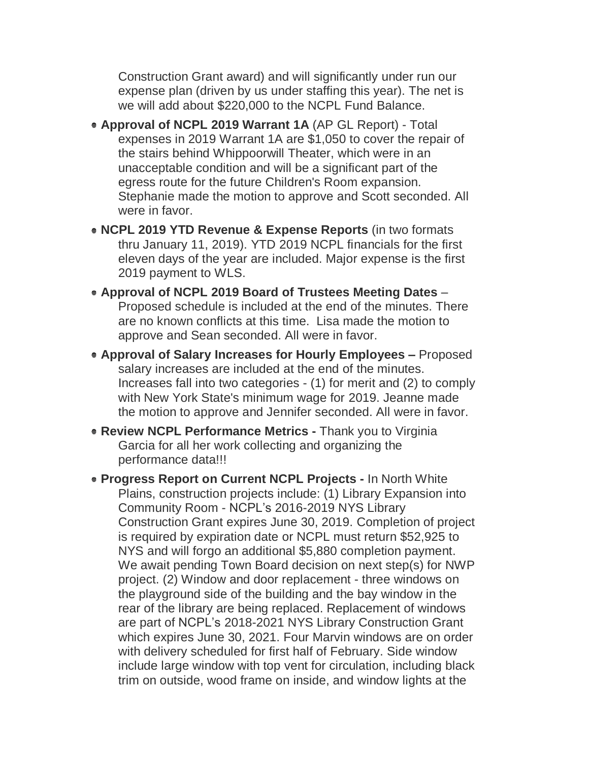Construction Grant award) and will significantly under run our expense plan (driven by us under staffing this year). The net is we will add about $220,000 to the NCPL Fund Balance.

- **Approval of NCPL 2019 Warrant 1A** (AP GL Report) - Total expenses in 2019 Warrant 1A are $1,050 to cover the repair of the stairs behind Whippoorwill Theater, which were in an unacceptable condition and will be a significant part of the egress route for the future Children's Room expansion. Stephanie made the motion to approve and Scott seconded. All were in favor.
- **NCPL 2019 YTD Revenue & Expense Reports** (in two formats thru January 11, 2019). YTD 2019 NCPL financials for the first eleven days of the year are included. Major expense is the first 2019 payment to WLS.
- **Approval of NCPL 2019 Board of Trustees Meeting Dates** – Proposed schedule is included at the end of the minutes. There are no known conflicts at this time. Lisa made the motion to approve and Sean seconded. All were in favor.
- **Approval of Salary Increases for Hourly Employees –** Proposed salary increases are included at the end of the minutes. Increases fall into two categories - (1) for merit and (2) to comply with New York State's minimum wage for 2019. Jeanne made the motion to approve and Jennifer seconded. All were in favor.
- **Review NCPL Performance Metrics -** Thank you to Virginia Garcia for all her work collecting and organizing the performance data!!!
- **Progress Report on Current NCPL Projects -** In North White Plains, construction projects include: (1) Library Expansion into Community Room - NCPL's 2016-2019 NYS Library Construction Grant expires June 30, 2019. Completion of project is required by expiration date or NCPL must return $52,925 to NYS and will forgo an additional $5,880 completion payment. We await pending Town Board decision on next step(s) for NWP project. (2) Window and door replacement - three windows on the playground side of the building and the bay window in the rear of the library are being replaced. Replacement of windows are part of NCPL's 2018-2021 NYS Library Construction Grant which expires June 30, 2021. Four Marvin windows are on order with delivery scheduled for first half of February. Side window include large window with top vent for circulation, including black trim on outside, wood frame on inside, and window lights at the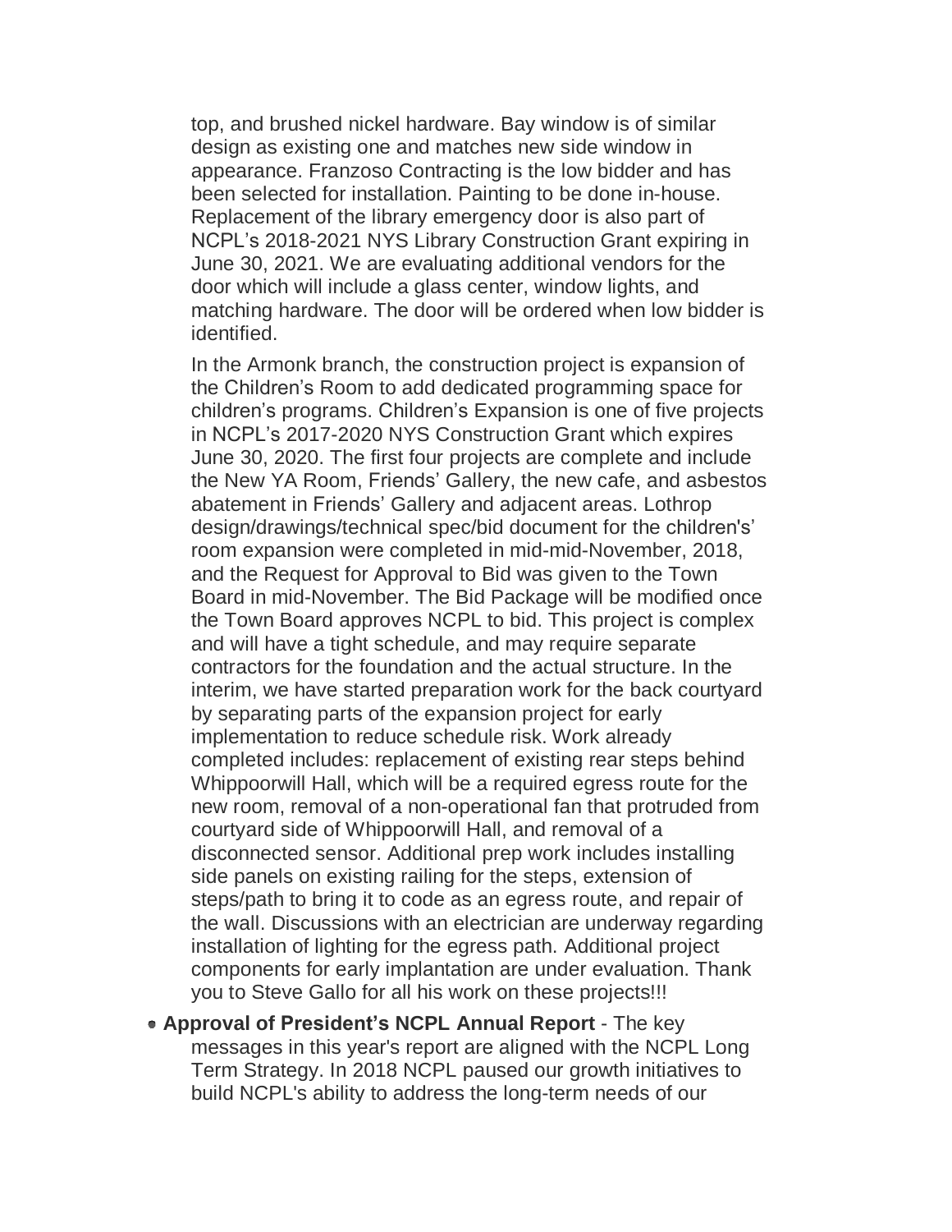top, and brushed nickel hardware. Bay window is of similar design as existing one and matches new side window in appearance. Franzoso Contracting is the low bidder and has been selected for installation. Painting to be done in-house. Replacement of the library emergency door is also part of NCPL's 2018-2021 NYS Library Construction Grant expiring in June 30, 2021. We are evaluating additional vendors for the door which will include a glass center, window lights, and matching hardware. The door will be ordered when low bidder is identified.

In the Armonk branch, the construction project is expansion of the Children's Room to add dedicated programming space for children's programs. Children's Expansion is one of five projects in NCPL's 2017-2020 NYS Construction Grant which expires June 30, 2020. The first four projects are complete and include the New YA Room, Friends' Gallery, the new cafe, and asbestos abatement in Friends' Gallery and adjacent areas. Lothrop design/drawings/technical spec/bid document for the children's' room expansion were completed in mid-mid-November, 2018, and the Request for Approval to Bid was given to the Town Board in mid-November. The Bid Package will be modified once the Town Board approves NCPL to bid. This project is complex and will have a tight schedule, and may require separate contractors for the foundation and the actual structure. In the interim, we have started preparation work for the back courtyard by separating parts of the expansion project for early implementation to reduce schedule risk. Work already completed includes: replacement of existing rear steps behind Whippoorwill Hall, which will be a required egress route for the new room, removal of a non-operational fan that protruded from courtyard side of Whippoorwill Hall, and removal of a disconnected sensor. Additional prep work includes installing side panels on existing railing for the steps, extension of steps/path to bring it to code as an egress route, and repair of the wall. Discussions with an electrician are underway regarding installation of lighting for the egress path. Additional project components for early implantation are under evaluation. Thank you to Steve Gallo for all his work on these projects!!!

- **Approval of President's NCPL Annual Report** - The key messages in this year's report are aligned with the NCPL Long Term Strategy. In 2018 NCPL paused our growth initiatives to build NCPL's ability to address the long-term needs of our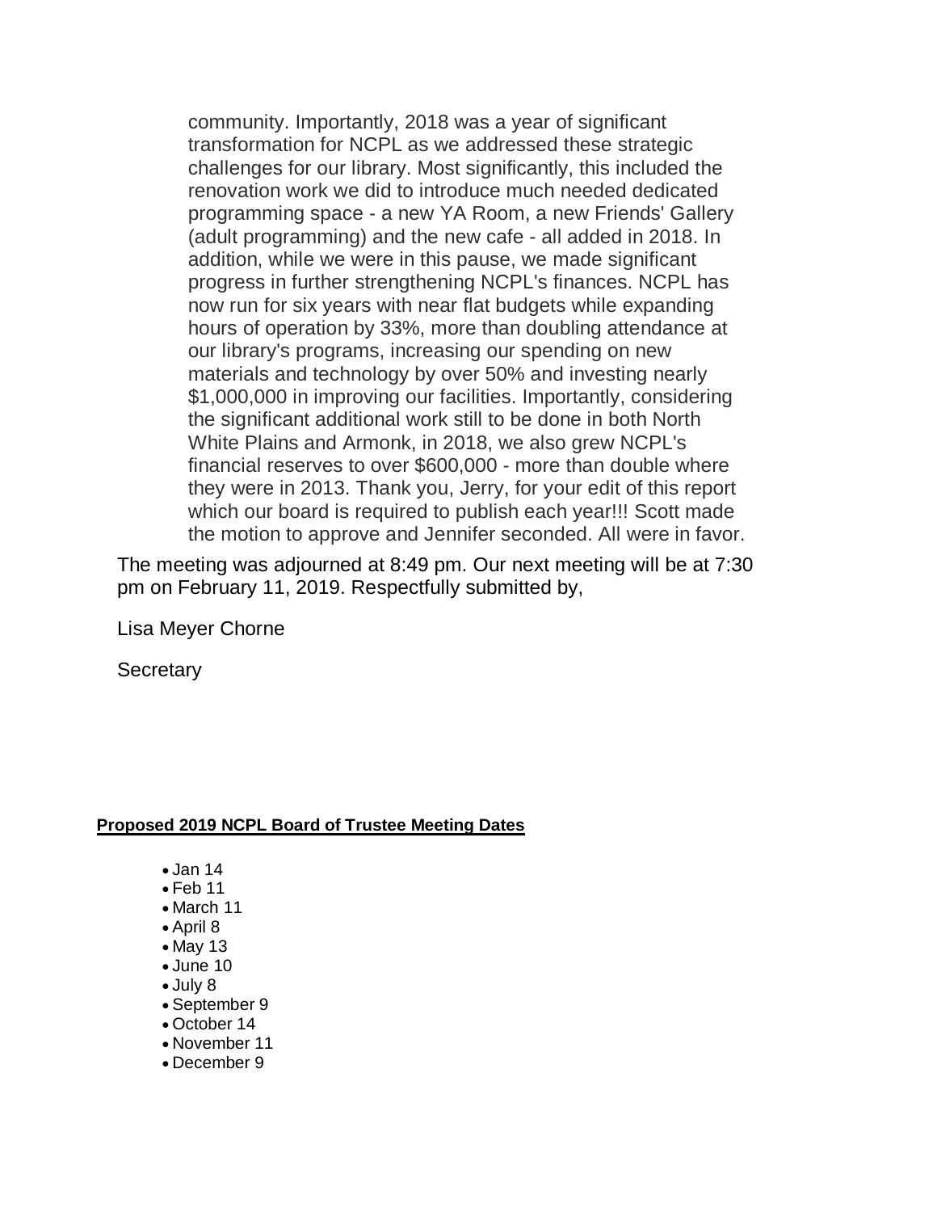community. Importantly, 2018 was a year of significant transformation for NCPL as we addressed these strategic challenges for our library. Most significantly, this included the renovation work we did to introduce much needed dedicated programming space - a new YA Room, a new Friends' Gallery (adult programming) and the new cafe - all added in 2018. In addition, while we were in this pause, we made significant progress in further strengthening NCPL's finances. NCPL has now run for six years with near flat budgets while expanding hours of operation by 33%, more than doubling attendance at our library's programs, increasing our spending on new materials and technology by over 50% and investing nearly $1,000,000 in improving our facilities. Importantly, considering the significant additional work still to be done in both North White Plains and Armonk, in 2018, we also grew NCPL's financial reserves to over $600,000 - more than double where they were in 2013. Thank you, Jerry, for your edit of this report which our board is required to publish each year!!! Scott made the motion to approve and Jennifer seconded. All were in favor.

The meeting was adjourned at 8:49 pm. Our next meeting will be at 7:30 pm on February 11, 2019. Respectfully submitted by,

Lisa Meyer Chorne

Secretary

**Proposed 2019 NCPL Board of Trustee Meeting Dates**

- Jan 14
- Feb 11
- March 11
- April 8
- May 13
- June 10
- July 8
- September 9
- October 14
- November 11
- December 9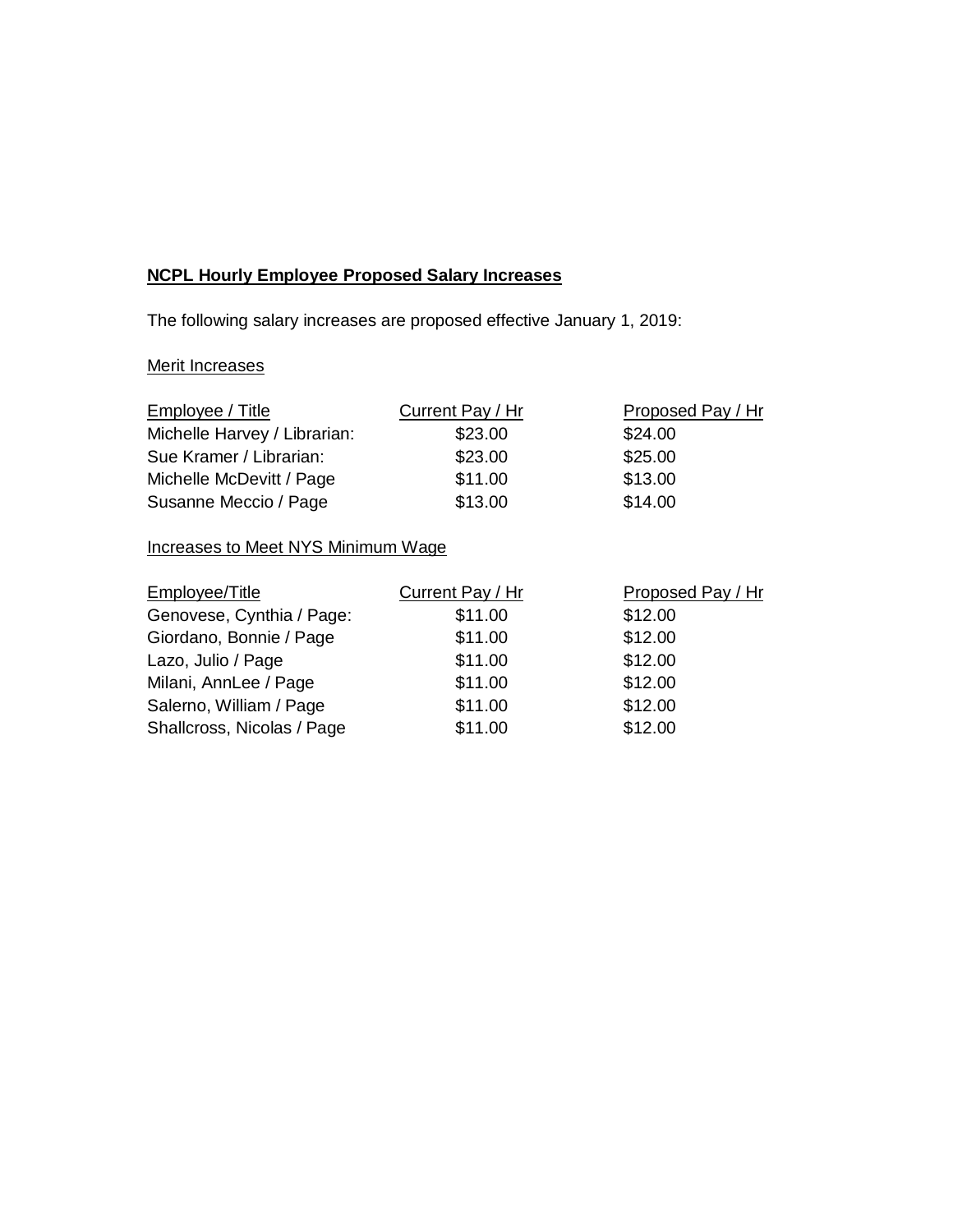**NCPL Hourly Employee Proposed Salary Increases**

The following salary increases are proposed effective January 1, 2019:

Merit Increases

| Employee / Title | Current Pay / Hr | Proposed Pay / Hr |
|---|---|---|
| Michelle Harvey / Librarian: | $23.00 | $24.00 |
| Sue Kramer / Librarian: | $23.00 | $25.00 |
| Michelle McDevitt / Page | $11.00 | $13.00 |
| Susanne Meccio / Page | $13.00 | $14.00 |

Increases to Meet NYS Minimum Wage

| Employee/Title | Current Pay / Hr | Proposed Pay / Hr |
|---|---|---|
| Genovese, Cynthia / Page: | $11.00 | $12.00 |
| Giordano, Bonnie / Page | $11.00 | $12.00 |
| Lazo, Julio / Page | $11.00 | $12.00 |
| Milani, AnnLee / Page | $11.00 | $12.00 |
| Salerno, William / Page | $11.00 | $12.00 |
| Shallcross, Nicolas / Page | $11.00 | $12.00 |